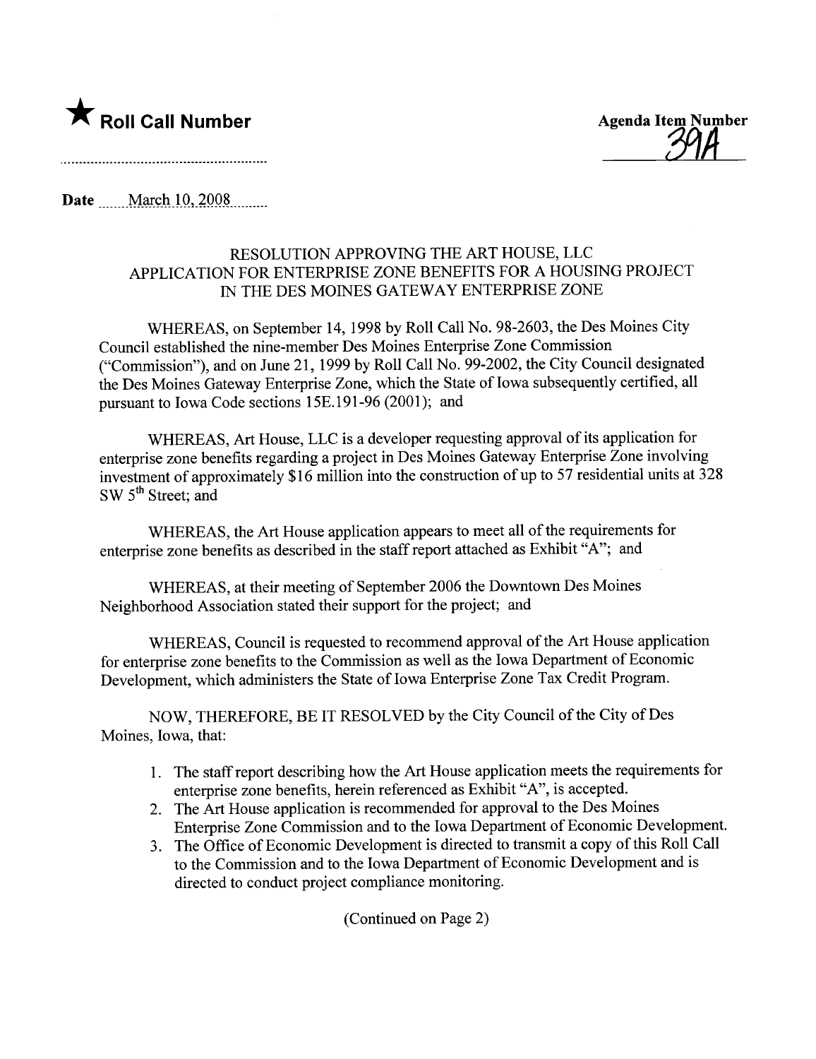★ **Roll Call Number**

**Agenda Item Number**
39A

**Date** March 10, 2008

RESOLUTION APPROVING THE ART HOUSE, LLC APPLICATION FOR ENTERPRISE ZONE BENEFITS FOR A HOUSING PROJECT IN THE DES MOINES GATEWAY ENTERPRISE ZONE

WHEREAS, on September 14, 1998 by Roll Call No. 98-2603, the Des Moines City Council established the nine-member Des Moines Enterprise Zone Commission ("Commission"), and on June 21, 1999 by Roll Call No. 99-2002, the City Council designated the Des Moines Gateway Enterprise Zone, which the State of Iowa subsequently certified, all pursuant to Iowa Code sections 15E.191-96 (2001); and

WHEREAS, Art House, LLC is a developer requesting approval of its application for enterprise zone benefits regarding a project in Des Moines Gateway Enterprise Zone involving investment of approximately $16 million into the construction of up to 57 residential units at 328 SW 5th Street; and

WHEREAS, the Art House application appears to meet all of the requirements for enterprise zone benefits as described in the staff report attached as Exhibit "A"; and

WHEREAS, at their meeting of September 2006 the Downtown Des Moines Neighborhood Association stated their support for the project; and

WHEREAS, Council is requested to recommend approval of the Art House application for enterprise zone benefits to the Commission as well as the Iowa Department of Economic Development, which administers the State of Iowa Enterprise Zone Tax Credit Program.

NOW, THEREFORE, BE IT RESOLVED by the City Council of the City of Des Moines, Iowa, that:

1. The staff report describing how the Art House application meets the requirements for enterprise zone benefits, herein referenced as Exhibit "A", is accepted.
2. The Art House application is recommended for approval to the Des Moines Enterprise Zone Commission and to the Iowa Department of Economic Development.
3. The Office of Economic Development is directed to transmit a copy of this Roll Call to the Commission and to the Iowa Department of Economic Development and is directed to conduct project compliance monitoring.

(Continued on Page 2)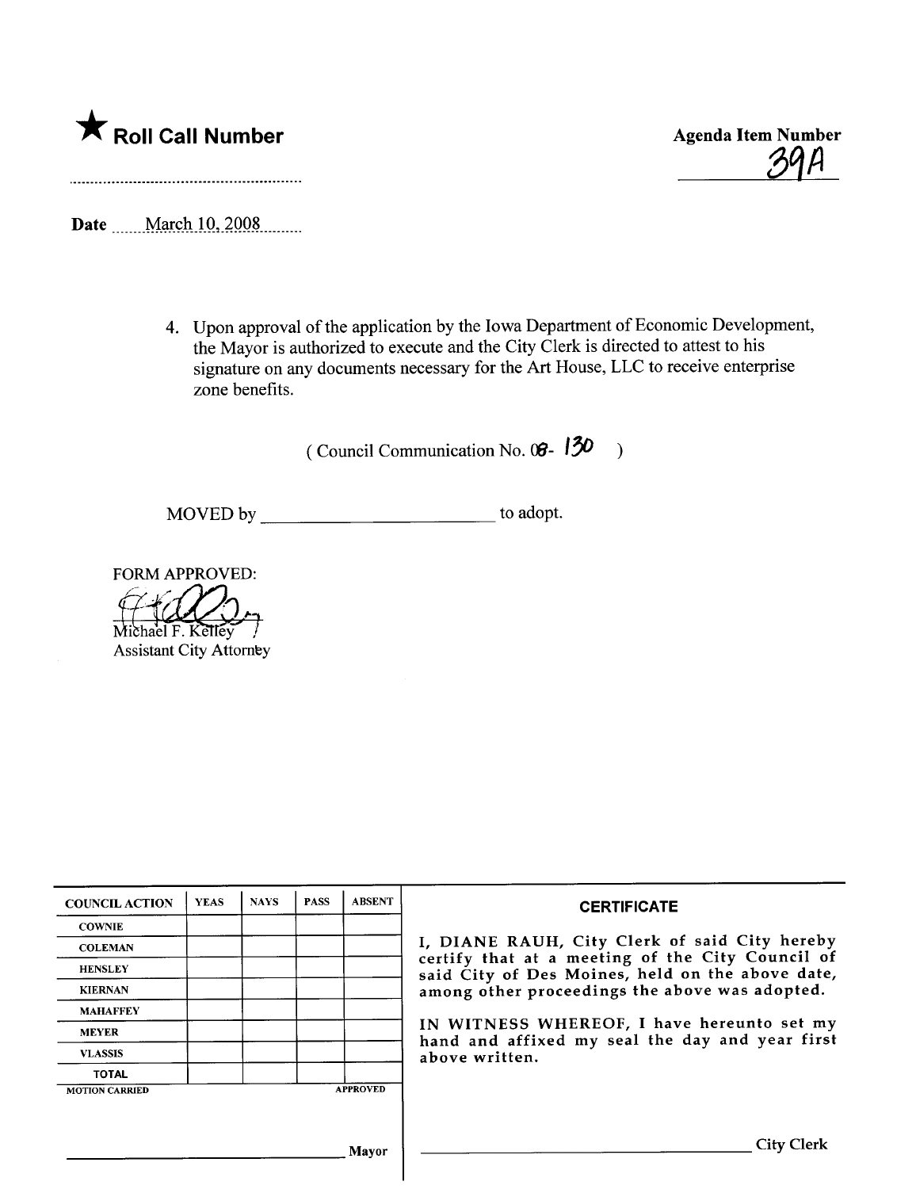★ **Roll Call Number**

**Agenda Item Number**
39A

Date March 10, 2008

4. Upon approval of the application by the Iowa Department of Economic Development, the Mayor is authorized to execute and the City Clerk is directed to attest to his signature on any documents necessary for the Art House, LLC to receive enterprise zone benefits.

( Council Communication No. 08- 130 )

MOVED by ______________________ to adopt.

FORM APPROVED:

Michael F. Kelley
Assistant City Attorney

| COUNCIL ACTION | YEAS | NAYS | PASS | ABSENT |
|---|---|---|---|---|
| COWNIE | | | | |
| COLEMAN | | | | |
| HENSLEY | | | | |
| KIERNAN | | | | |
| MAHAFFEY | | | | |
| MEYER | | | | |
| VLASSIS | | | | |
| TOTAL | | | | |
| MOTION CARRIED | | | | APPROVED |

______________________ Mayor

**CERTIFICATE**

I, DIANE RAUH, City Clerk of said City hereby certify that at a meeting of the City Council of said City of Des Moines, held on the above date, among other proceedings the above was adopted.

IN WITNESS WHEREOF, I have hereunto set my hand and affixed my seal the day and year first above written.

______________________ City Clerk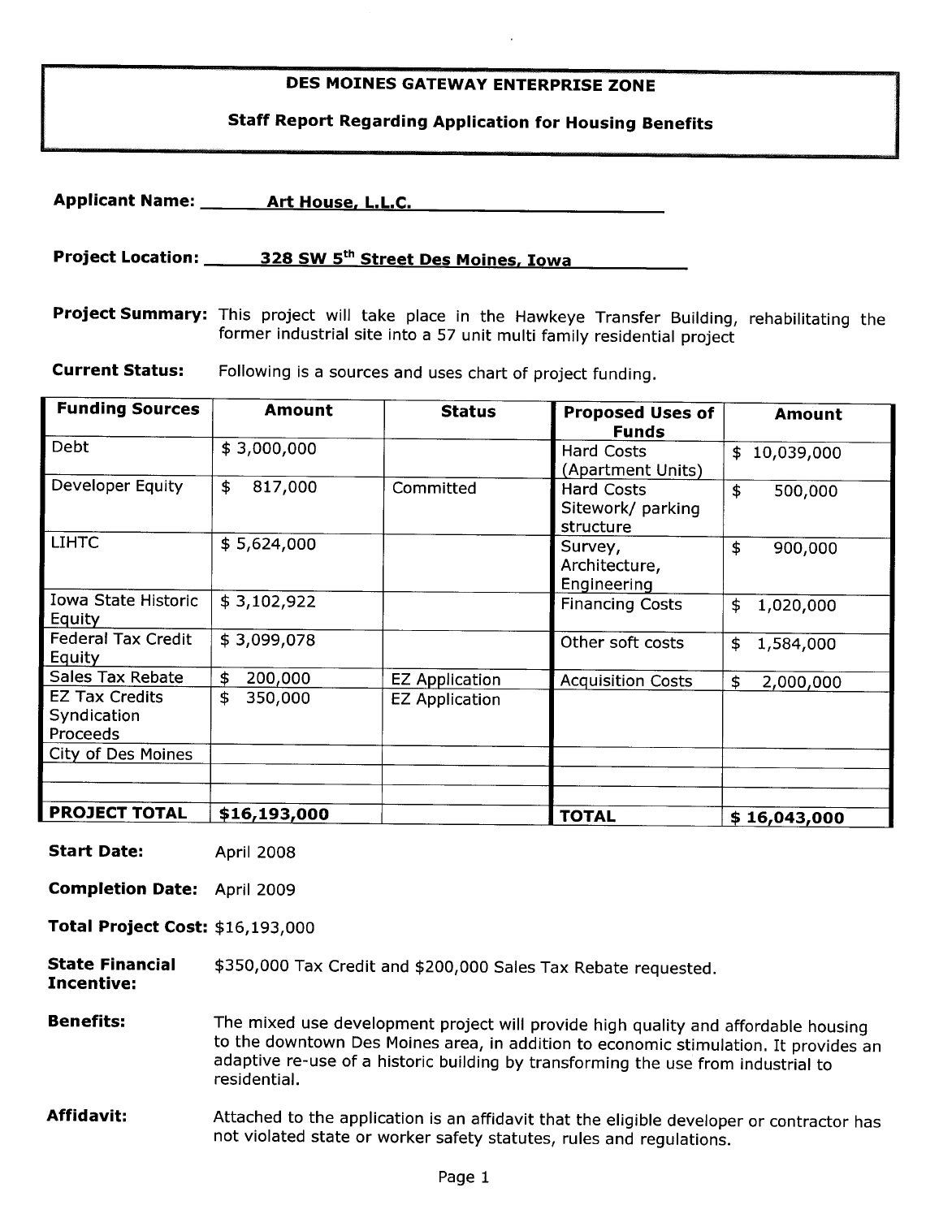# DES MOINES GATEWAY ENTERPRISE ZONE

## Staff Report Regarding Application for Housing Benefits

**Applicant Name:** Art House, L.L.C.

**Project Location:** 328 SW 5th Street Des Moines, Iowa

**Project Summary:** This project will take place in the Hawkeye Transfer Building, rehabilitating the former industrial site into a 57 unit multi family residential project

**Current Status:** Following is a sources and uses chart of project funding.

| Funding Sources | Amount | Status | Proposed Uses of Funds | Amount |
|---|---|---|---|---|
| Debt | $ 3,000,000 | | Hard Costs (Apartment Units) | $ 10,039,000 |
| Developer Equity | $ 817,000 | Committed | Hard Costs Sitework/ parking structure | $ 500,000 |
| LIHTC | $ 5,624,000 | | Survey, Architecture, Engineering | $ 900,000 |
| Iowa State Historic Equity | $ 3,102,922 | | Financing Costs | $ 1,020,000 |
| Federal Tax Credit Equity | $ 3,099,078 | | Other soft costs | $ 1,584,000 |
| Sales Tax Rebate | $ 200,000 | EZ Application | Acquisition Costs | $ 2,000,000 |
| EZ Tax Credits Syndication Proceeds | $ 350,000 | EZ Application | | |
| City of Des Moines | | | | |
| | | | | |
| | | | | |
| **PROJECT TOTAL** | **$16,193,000** | | **TOTAL** | **$ 16,043,000** |

**Start Date:** April 2008

**Completion Date:** April 2009

**Total Project Cost:** $16,193,000

**State Financial Incentive:** $350,000 Tax Credit and $200,000 Sales Tax Rebate requested.

**Benefits:** The mixed use development project will provide high quality and affordable housing to the downtown Des Moines area, in addition to economic stimulation. It provides an adaptive re-use of a historic building by transforming the use from industrial to residential.

**Affidavit:** Attached to the application is an affidavit that the eligible developer or contractor has not violated state or worker safety statutes, rules and regulations.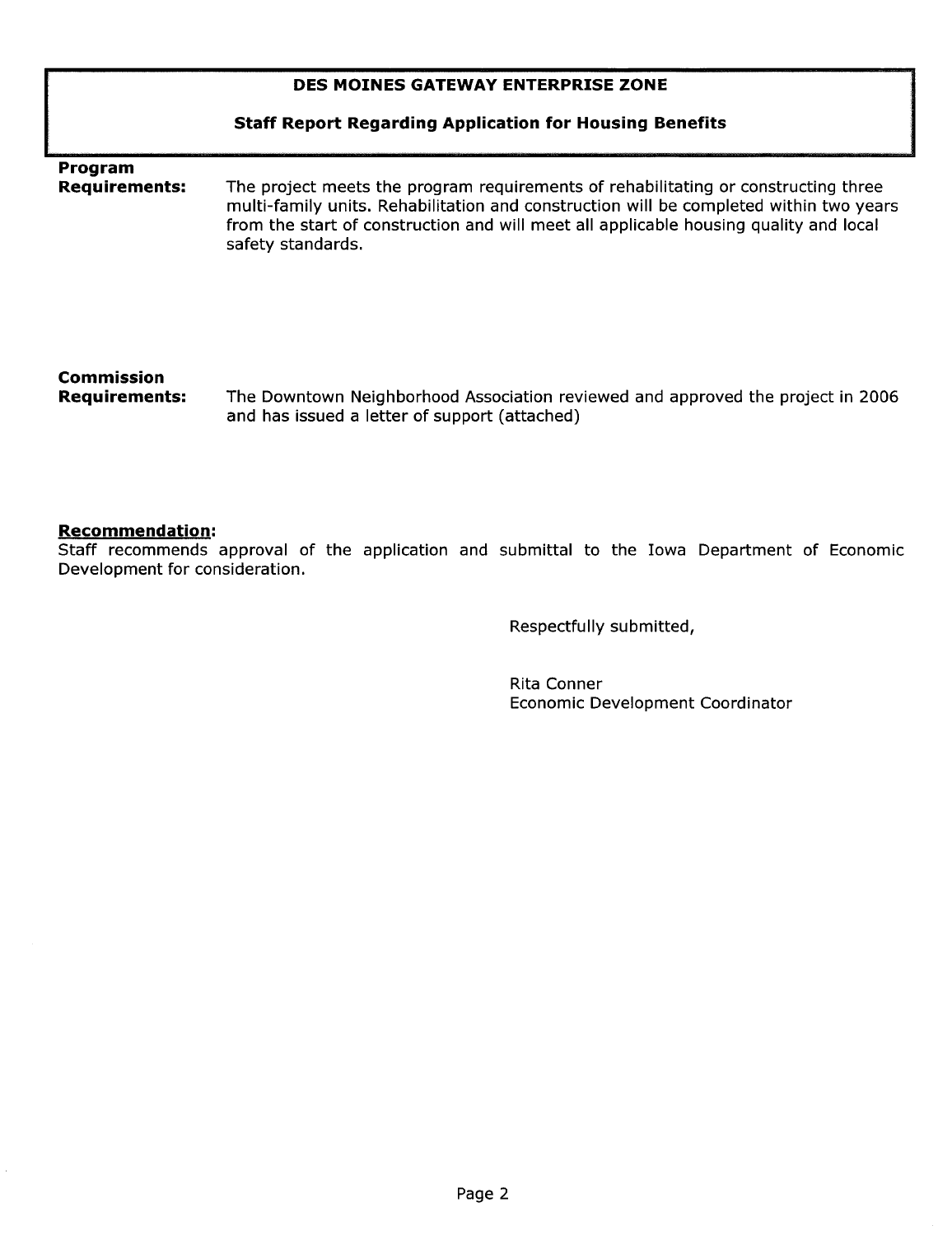## DES MOINES GATEWAY ENTERPRISE ZONE

### Staff Report Regarding Application for Housing Benefits

**Program Requirements:** The project meets the program requirements of rehabilitating or constructing three multi-family units. Rehabilitation and construction will be completed within two years from the start of construction and will meet all applicable housing quality and local safety standards.

**Commission Requirements:** The Downtown Neighborhood Association reviewed and approved the project in 2006 and has issued a letter of support (attached)

**Recommendation:**

Staff recommends approval of the application and submittal to the Iowa Department of Economic Development for consideration.

Respectfully submitted,

Rita Conner
Economic Development Coordinator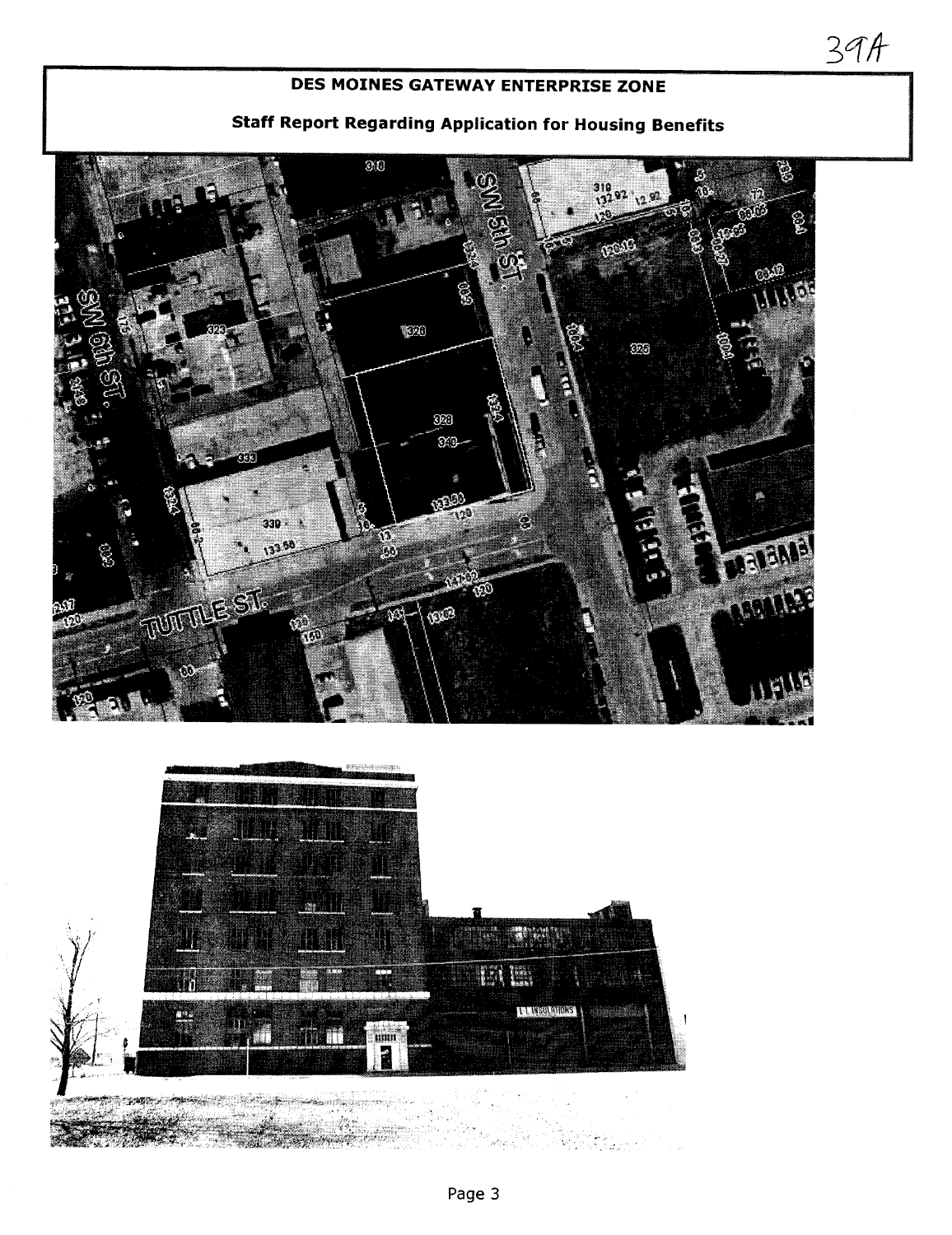39A

# DES MOINES GATEWAY ENTERPRISE ZONE

## Staff Report Regarding Application for Housing Benefits